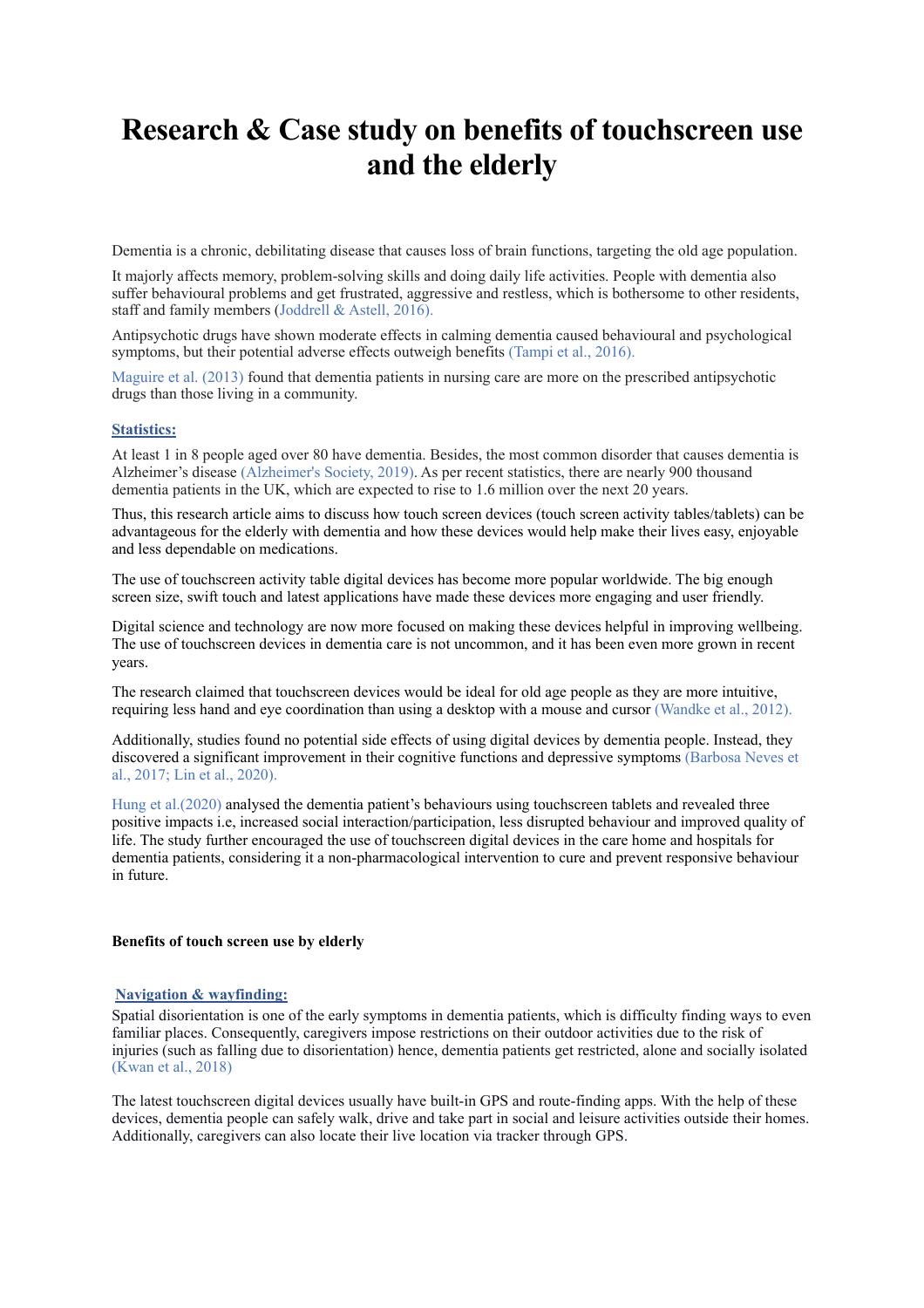# Research & Case study on benefits of touchscreen use and the elderly

Dementia is a chronic, debilitating disease that causes loss of brain functions, targeting the old age population.

It majorly affects memory, problem-solving skills and doing daily life activities. People with dementia also suffer behavioural problems and get frustrated, aggressive and restless, which is bothersome to other residents, staff and family members (Joddrell & Astell, 2016).

Antipsychotic drugs have shown moderate effects in calming dementia caused behavioural and psychological symptoms, but their potential adverse effects outweigh benefits (Tampi et al., 2016).

Maguire et al. (2013) found that dementia patients in nursing care are more on the prescribed antipsychotic drugs than those living in a community.

**Statistics:**

At least 1 in 8 people aged over 80 have dementia. Besides, the most common disorder that causes dementia is Alzheimer's disease (Alzheimer's Society, 2019). As per recent statistics, there are nearly 900 thousand dementia patients in the UK, which are expected to rise to 1.6 million over the next 20 years.

Thus, this research article aims to discuss how touch screen devices (touch screen activity tables/tablets) can be advantageous for the elderly with dementia and how these devices would help make their lives easy, enjoyable and less dependable on medications.

The use of touchscreen activity table digital devices has become more popular worldwide. The big enough screen size, swift touch and latest applications have made these devices more engaging and user friendly.

Digital science and technology are now more focused on making these devices helpful in improving wellbeing. The use of touchscreen devices in dementia care is not uncommon, and it has been even more grown in recent years.

The research claimed that touchscreen devices would be ideal for old age people as they are more intuitive, requiring less hand and eye coordination than using a desktop with a mouse and cursor (Wandke et al., 2012).

Additionally, studies found no potential side effects of using digital devices by dementia people. Instead, they discovered a significant improvement in their cognitive functions and depressive symptoms (Barbosa Neves et al., 2017; Lin et al., 2020).

Hung et al.(2020) analysed the dementia patient's behaviours using touchscreen tablets and revealed three positive impacts i.e, increased social interaction/participation, less disrupted behaviour and improved quality of life. The study further encouraged the use of touchscreen digital devices in the care home and hospitals for dementia patients, considering it a non-pharmacological intervention to cure and prevent responsive behaviour in future.

**Benefits of touch screen use by elderly**

**Navigation & wayfinding:**

Spatial disorientation is one of the early symptoms in dementia patients, which is difficulty finding ways to even familiar places. Consequently, caregivers impose restrictions on their outdoor activities due to the risk of injuries (such as falling due to disorientation) hence, dementia patients get restricted, alone and socially isolated (Kwan et al., 2018)

The latest touchscreen digital devices usually have built-in GPS and route-finding apps. With the help of these devices, dementia people can safely walk, drive and take part in social and leisure activities outside their homes. Additionally, caregivers can also locate their live location via tracker through GPS.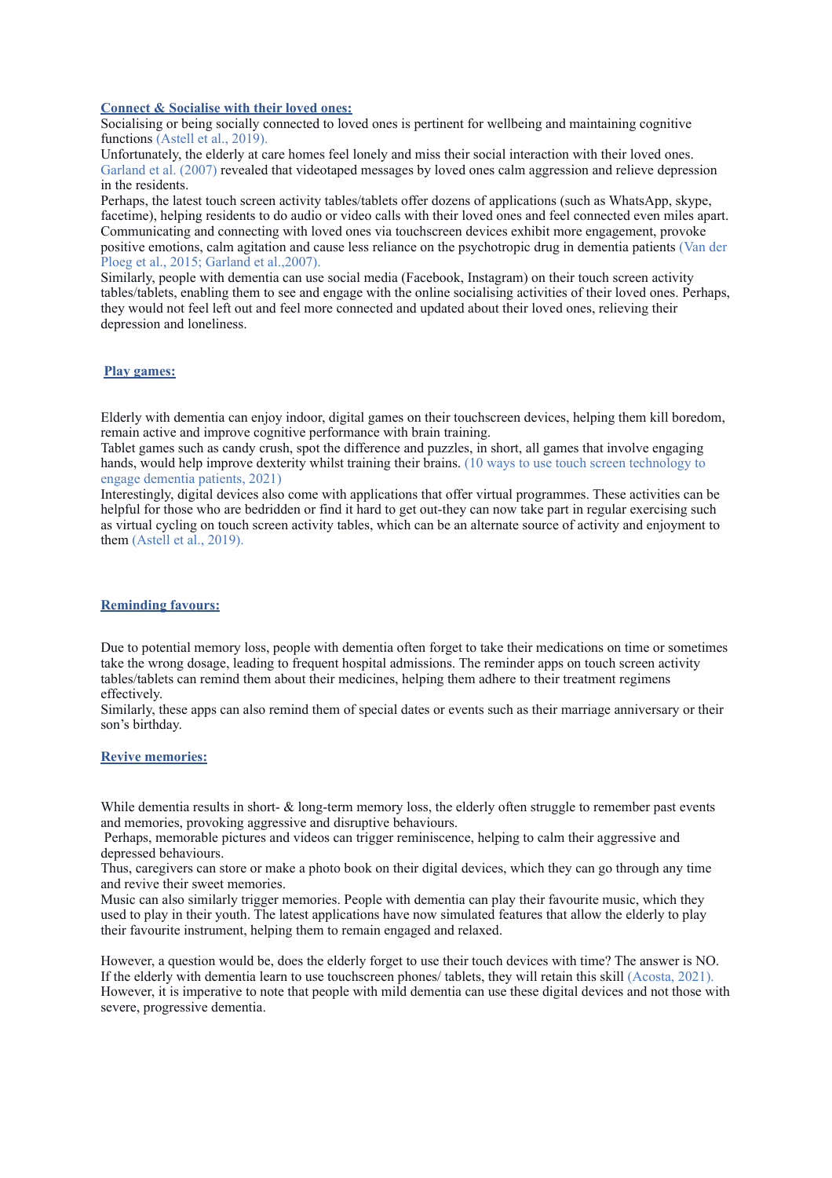### Connect & Socialise with their loved ones:

Socialising or being socially connected to loved ones is pertinent for wellbeing and maintaining cognitive functions (Astell et al., 2019).

Unfortunately, the elderly at care homes feel lonely and miss their social interaction with their loved ones. Garland et al. (2007) revealed that videotaped messages by loved ones calm aggression and relieve depression in the residents.

Perhaps, the latest touch screen activity tables/tablets offer dozens of applications (such as WhatsApp, skype, facetime), helping residents to do audio or video calls with their loved ones and feel connected even miles apart. Communicating and connecting with loved ones via touchscreen devices exhibit more engagement, provoke positive emotions, calm agitation and cause less reliance on the psychotropic drug in dementia patients (Van der Ploeg et al., 2015; Garland et al.,2007).

Similarly, people with dementia can use social media (Facebook, Instagram) on their touch screen activity tables/tablets, enabling them to see and engage with the online socialising activities of their loved ones. Perhaps, they would not feel left out and feel more connected and updated about their loved ones, relieving their depression and loneliness.

### Play games:

Elderly with dementia can enjoy indoor, digital games on their touchscreen devices, helping them kill boredom, remain active and improve cognitive performance with brain training.

Tablet games such as candy crush, spot the difference and puzzles, in short, all games that involve engaging hands, would help improve dexterity whilst training their brains. (10 ways to use touch screen technology to engage dementia patients, 2021)

Interestingly, digital devices also come with applications that offer virtual programmes. These activities can be helpful for those who are bedridden or find it hard to get out-they can now take part in regular exercising such as virtual cycling on touch screen activity tables, which can be an alternate source of activity and enjoyment to them (Astell et al., 2019).

### Reminding favours:

Due to potential memory loss, people with dementia often forget to take their medications on time or sometimes take the wrong dosage, leading to frequent hospital admissions. The reminder apps on touch screen activity tables/tablets can remind them about their medicines, helping them adhere to their treatment regimens effectively.

Similarly, these apps can also remind them of special dates or events such as their marriage anniversary or their son's birthday.

### Revive memories:

While dementia results in short- & long-term memory loss, the elderly often struggle to remember past events and memories, provoking aggressive and disruptive behaviours.

Perhaps, memorable pictures and videos can trigger reminiscence, helping to calm their aggressive and depressed behaviours.

Thus, caregivers can store or make a photo book on their digital devices, which they can go through any time and revive their sweet memories.

Music can also similarly trigger memories. People with dementia can play their favourite music, which they used to play in their youth. The latest applications have now simulated features that allow the elderly to play their favourite instrument, helping them to remain engaged and relaxed.

However, a question would be, does the elderly forget to use their touch devices with time? The answer is NO. If the elderly with dementia learn to use touchscreen phones/ tablets, they will retain this skill (Acosta, 2021). However, it is imperative to note that people with mild dementia can use these digital devices and not those with severe, progressive dementia.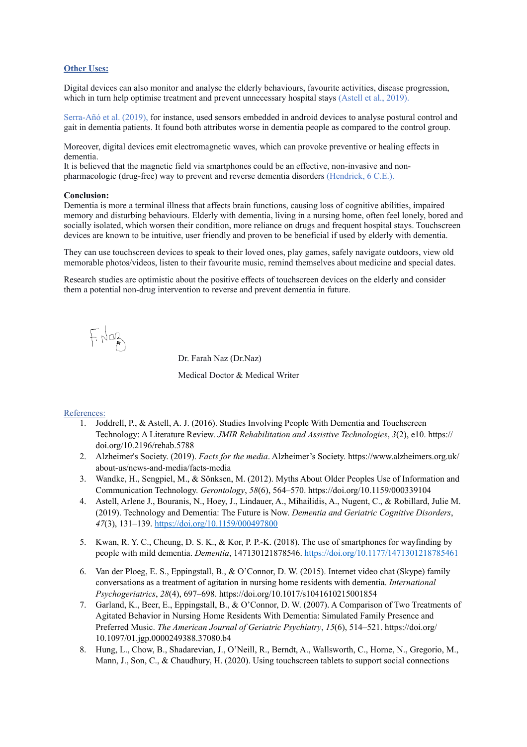**Other Uses:**

Digital devices can also monitor and analyse the elderly behaviours, favourite activities, disease progression, which in turn help optimise treatment and prevent unnecessary hospital stays (Astell et al., 2019).

Serra-Añó et al. (2019), for instance, used sensors embedded in android devices to analyse postural control and gait in dementia patients. It found both attributes worse in dementia people as compared to the control group.

Moreover, digital devices emit electromagnetic waves, which can provoke preventive or healing effects in dementia.
It is believed that the magnetic field via smartphones could be an effective, non-invasive and non-pharmacologic (drug-free) way to prevent and reverse dementia disorders (Hendrick, 6 C.E.).

**Conclusion:**
Dementia is more a terminal illness that affects brain functions, causing loss of cognitive abilities, impaired memory and disturbing behaviours. Elderly with dementia, living in a nursing home, often feel lonely, bored and socially isolated, which worsen their condition, more reliance on drugs and frequent hospital stays. Touchscreen devices are known to be intuitive, user friendly and proven to be beneficial if used by elderly with dementia.

They can use touchscreen devices to speak to their loved ones, play games, safely navigate outdoors, view old memorable photos/videos, listen to their favourite music, remind themselves about medicine and special dates.

Research studies are optimistic about the positive effects of touchscreen devices on the elderly and consider them a potential non-drug intervention to reverse and prevent dementia in future.

Dr. Farah Naz (Dr.Naz)

Medical Doctor & Medical Writer

References:

1. Joddrell, P., & Astell, A. J. (2016). Studies Involving People With Dementia and Touchscreen Technology: A Literature Review. *JMIR Rehabilitation and Assistive Technologies*, *3*(2), e10. https://doi.org/10.2196/rehab.5788
2. Alzheimer's Society. (2019). *Facts for the media*. Alzheimer's Society. https://www.alzheimers.org.uk/about-us/news-and-media/facts-media
3. Wandke, H., Sengpiel, M., & Sönksen, M. (2012). Myths About Older Peoples Use of Information and Communication Technology. *Gerontology*, *58*(6), 564–570. https://doi.org/10.1159/000339104
4. Astell, Arlene J., Bouranis, N., Hoey, J., Lindauer, A., Mihailidis, A., Nugent, C., & Robillard, Julie M. (2019). Technology and Dementia: The Future is Now. *Dementia and Geriatric Cognitive Disorders*, *47*(3), 131–139. https://doi.org/10.1159/000497800
5. Kwan, R. Y. C., Cheung, D. S. K., & Kor, P. P.-K. (2018). The use of smartphones for wayfinding by people with mild dementia. *Dementia*, 147130121878546. https://doi.org/10.1177/1471301218785461
6. Van der Ploeg, E. S., Eppingstall, B., & O'Connor, D. W. (2015). Internet video chat (Skype) family conversations as a treatment of agitation in nursing home residents with dementia. *International Psychogeriatrics*, *28*(4), 697–698. https://doi.org/10.1017/s1041610215001854
7. Garland, K., Beer, E., Eppingstall, B., & O'Connor, D. W. (2007). A Comparison of Two Treatments of Agitated Behavior in Nursing Home Residents With Dementia: Simulated Family Presence and Preferred Music. *The American Journal of Geriatric Psychiatry*, *15*(6), 514–521. https://doi.org/10.1097/01.jgp.0000249388.37080.b4
8. Hung, L., Chow, B., Shadarevian, J., O'Neill, R., Berndt, A., Wallsworth, C., Horne, N., Gregorio, M., Mann, J., Son, C., & Chaudhury, H. (2020). Using touchscreen tablets to support social connections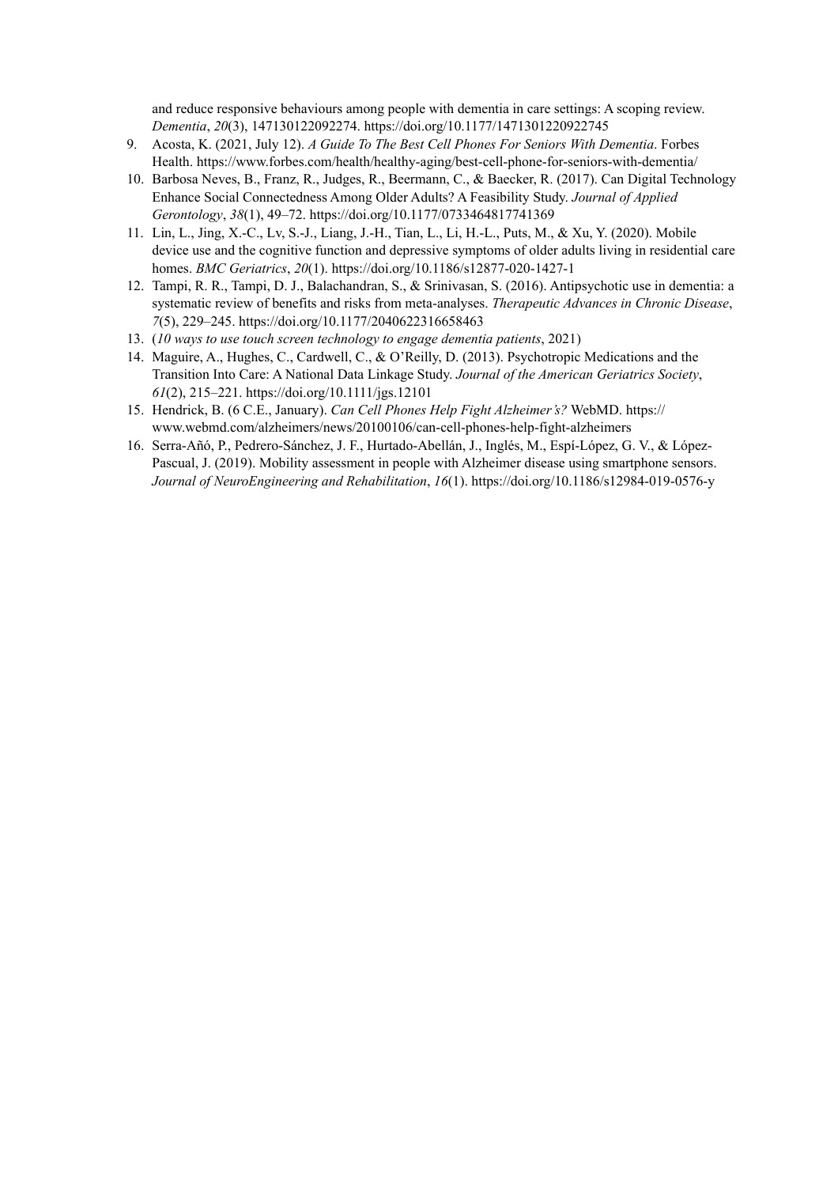and reduce responsive behaviours among people with dementia in care settings: A scoping review. *Dementia*, *20*(3), 147130122092274. https://doi.org/10.1177/1471301220922745

9. Acosta, K. (2021, July 12). *A Guide To The Best Cell Phones For Seniors With Dementia*. Forbes Health. https://www.forbes.com/health/healthy-aging/best-cell-phone-for-seniors-with-dementia/
10. Barbosa Neves, B., Franz, R., Judges, R., Beermann, C., & Baecker, R. (2017). Can Digital Technology Enhance Social Connectedness Among Older Adults? A Feasibility Study. *Journal of Applied Gerontology*, *38*(1), 49–72. https://doi.org/10.1177/0733464817741369
11. Lin, L., Jing, X.-C., Lv, S.-J., Liang, J.-H., Tian, L., Li, H.-L., Puts, M., & Xu, Y. (2020). Mobile device use and the cognitive function and depressive symptoms of older adults living in residential care homes. *BMC Geriatrics*, *20*(1). https://doi.org/10.1186/s12877-020-1427-1
12. Tampi, R. R., Tampi, D. J., Balachandran, S., & Srinivasan, S. (2016). Antipsychotic use in dementia: a systematic review of benefits and risks from meta-analyses. *Therapeutic Advances in Chronic Disease*, *7*(5), 229–245. https://doi.org/10.1177/2040622316658463
13. (*10 ways to use touch screen technology to engage dementia patients*, 2021)
14. Maguire, A., Hughes, C., Cardwell, C., & O'Reilly, D. (2013). Psychotropic Medications and the Transition Into Care: A National Data Linkage Study. *Journal of the American Geriatrics Society*, *61*(2), 215–221. https://doi.org/10.1111/jgs.12101
15. Hendrick, B. (6 C.E., January). *Can Cell Phones Help Fight Alzheimer's?* WebMD. https://www.webmd.com/alzheimers/news/20100106/can-cell-phones-help-fight-alzheimers
16. Serra-Añó, P., Pedrero-Sánchez, J. F., Hurtado-Abellán, J., Inglés, M., Espí-López, G. V., & López-Pascual, J. (2019). Mobility assessment in people with Alzheimer disease using smartphone sensors. *Journal of NeuroEngineering and Rehabilitation*, *16*(1). https://doi.org/10.1186/s12984-019-0576-y